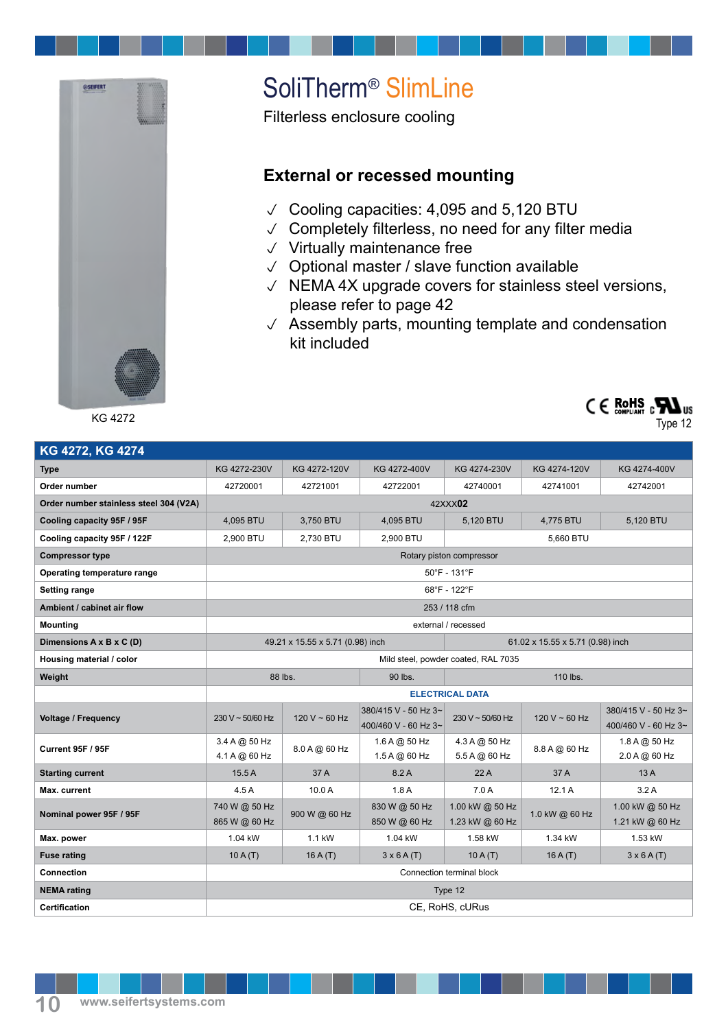# SoliTherm® SlimLine

Filterless enclosure cooling

## External or recessed mounting

- ✓ Cooling capacities: 4,095 and 5,120 BTU
- ✓ Completely filterless, no need for any filter media
- ✓ Virtually maintenance free
- ✓ Optional master / slave function available
- ✓ NEMA 4X upgrade covers for stainless steel versions, please refer to page 42
- ✓ Assembly parts, mounting template and condensation kit included

KG 4272

Type 12

## KG 4272, KG 4274

| Type | KG 4272-230V | KG 4272-120V | KG 4272-400V | KG 4274-230V | KG 4274-120V | KG 4274-400V |
|---|---|---|---|---|---|---|
| Order number | 42720001 | 42721001 | 42722001 | 42740001 | 42741001 | 42742001 |
| Order number stainless steel 304 (V2A) | 42XXX**02** | | | | | |
| Cooling capacity 95F / 95F | 4,095 BTU | 3,750 BTU | 4,095 BTU | 5,120 BTU | 4,775 BTU | 5,120 BTU |
| Cooling capacity 95F / 122F | 2,900 BTU | 2,730 BTU | 2,900 BTU | 5,660 BTU | | |
| Compressor type | Rotary piston compressor | | | | | |
| Operating temperature range | 50°F - 131°F | | | | | |
| Setting range | 68°F - 122°F | | | | | |
| Ambient / cabinet air flow | 253 / 118 cfm | | | | | |
| Mounting | external / recessed | | | | | |
| Dimensions A x B x C (D) | 49.21 x 15.55 x 5.71 (0.98) inch | | | 61.02 x 15.55 x 5.71 (0.98) inch | | |
| Housing material / color | Mild steel, powder coated, RAL 7035 | | | | | |
| Weight | 88 lbs. | | 90 lbs. | 110 lbs. | | |
| | **ELECTRICAL DATA** | | | | | |
| Voltage / Frequency | 230 V ~ 50/60 Hz | 120 V ~ 60 Hz | 380/415 V - 50 Hz 3~ 400/460 V - 60 Hz 3~ | 230 V ~ 50/60 Hz | 120 V ~ 60 Hz | 380/415 V - 50 Hz 3~ 400/460 V - 60 Hz 3~ |
| Current 95F / 95F | 3.4 A @ 50 Hz 4.1 A @ 60 Hz | 8.0 A @ 60 Hz | 1.6 A @ 50 Hz 1.5 A @ 60 Hz | 4.3 A @ 50 Hz 5.5 A @ 60 Hz | 8.8 A @ 60 Hz | 1.8 A @ 50 Hz 2.0 A @ 60 Hz |
| Starting current | 15.5 A | 37 A | 8.2 A | 22 A | 37 A | 13 A |
| Max. current | 4.5 A | 10.0 A | 1.8 A | 7.0 A | 12.1 A | 3.2 A |
| Nominal power 95F / 95F | 740 W @ 50 Hz 865 W @ 60 Hz | 900 W @ 60 Hz | 830 W @ 50 Hz 850 W @ 60 Hz | 1.00 kW @ 50 Hz 1.23 kW @ 60 Hz | 1.0 kW @ 60 Hz | 1.00 kW @ 50 Hz 1.21 kW @ 60 Hz |
| Max. power | 1.04 kW | 1.1 kW | 1.04 kW | 1.58 kW | 1.34 kW | 1.53 kW |
| Fuse rating | 10 A (T) | 16 A (T) | 3 x 6 A (T) | 10 A (T) | 16 A (T) | 3 x 6 A (T) |
| Connection | Connection terminal block | | | | | |
| NEMA rating | Type 12 | | | | | |
| Certification | CE, RoHS, cURus | | | | | |

www.seifertsystems.com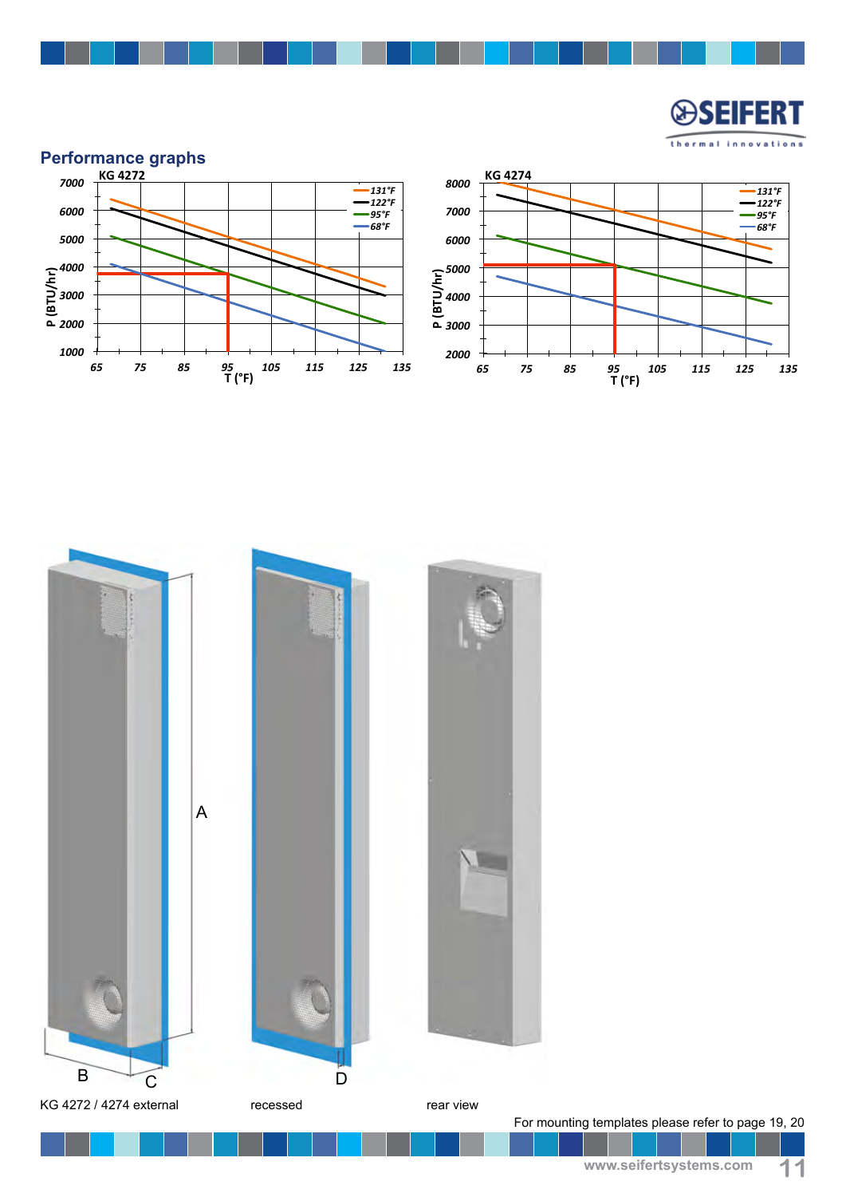## Performance graphs

KG 4272

P (BTU/hr)

T (°F)

131°F
122°F
95°F
68°F

KG 4274

P (BTU/hr)

T (°F)

131°F
122°F
95°F
68°F

A

B

C

D

KG 4272 / 4274 external

recessed

rear view

For mounting templates please refer to page 19, 20

www.seifertsystems.com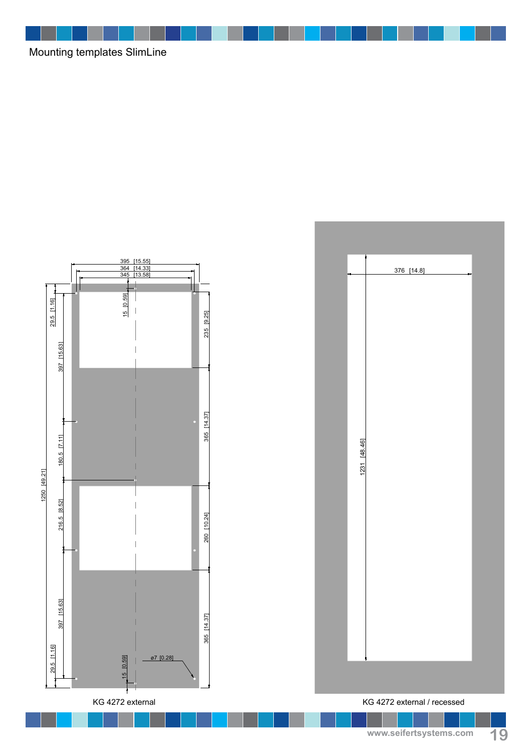Mounting templates SlimLine

395 [15.55]
364 [14.33]
345 [13.58]

15 [0.59]

29.5 [1.16]

397 [15.63]

235 [9.25]

365 [14.37]

180.5 [7.11]

1250 [49.21]

216.5 [8.52]

260 [10.24]

397 [15.63]

365 [14.37]

29.5 [1.16]

15 [0.59]

ø7 [0.28]

KG 4272 external

376 [14.8]

1231 [48.46]

KG 4272 external / recessed

www.seifertsystems.com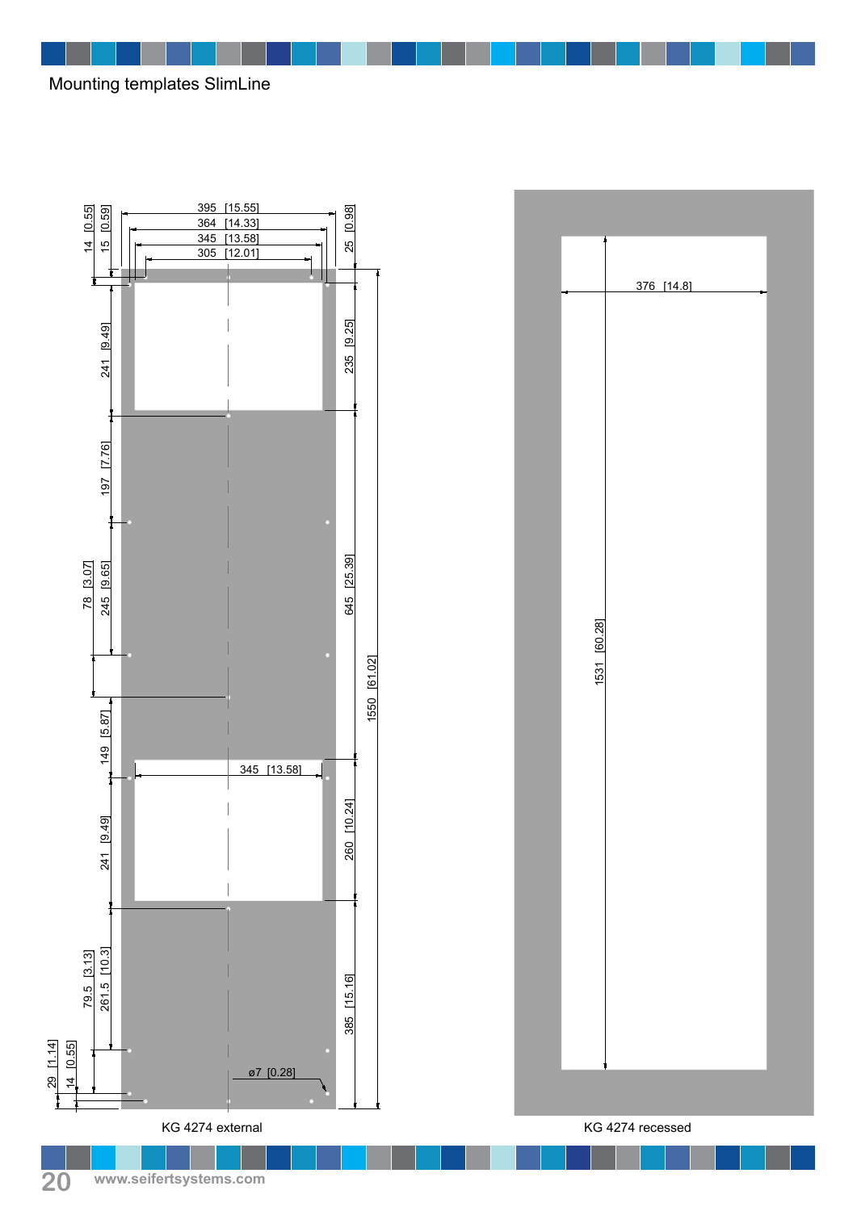# Mounting templates SlimLine

395 [15.55]
364 [14.33]
345 [13.58]
305 [12.01]
14 [0.55]
15 [0.59]
25 [0.98]
241 [9.49]
235 [9.25]
197 [7.76]
78 [3.07]
245 [9.65]
645 [25.39]
1550 [61.02]
149 [5.87]
345 [13.58]
241 [9.49]
260 [10.24]
79.5 [3.13]
261.5 [10.3]
385 [15.16]
29 [1.14]
14 [0.55]
ø7 [0.28]

KG 4274 external

376 [14.8]
1531 [60.28]

KG 4274 recessed

www.seifertsystems.com